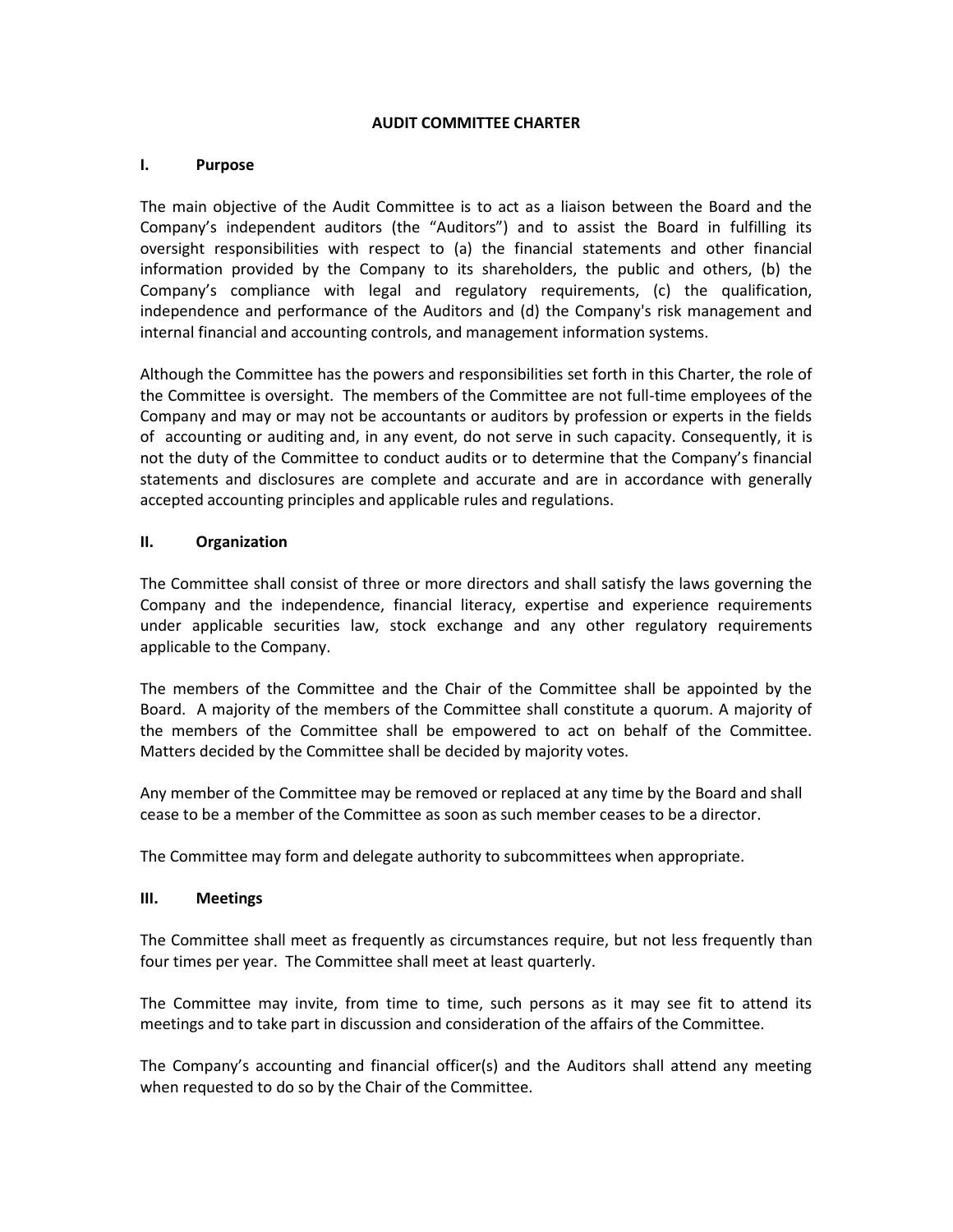# AUDIT COMMITTEE CHARTER

## I. Purpose

The main objective of the Audit Committee is to act as a liaison between the Board and the Company's independent auditors (the "Auditors") and to assist the Board in fulfilling its oversight responsibilities with respect to (a) the financial statements and other financial information provided by the Company to its shareholders, the public and others, (b) the Company's compliance with legal and regulatory requirements, (c) the qualification, independence and performance of the Auditors and (d) the Company's risk management and internal financial and accounting controls, and management information systems.

Although the Committee has the powers and responsibilities set forth in this Charter, the role of the Committee is oversight. The members of the Committee are not full-time employees of the Company and may or may not be accountants or auditors by profession or experts in the fields of accounting or auditing and, in any event, do not serve in such capacity. Consequently, it is not the duty of the Committee to conduct audits or to determine that the Company's financial statements and disclosures are complete and accurate and are in accordance with generally accepted accounting principles and applicable rules and regulations.

## II. Organization

The Committee shall consist of three or more directors and shall satisfy the laws governing the Company and the independence, financial literacy, expertise and experience requirements under applicable securities law, stock exchange and any other regulatory requirements applicable to the Company.

The members of the Committee and the Chair of the Committee shall be appointed by the Board. A majority of the members of the Committee shall constitute a quorum. A majority of the members of the Committee shall be empowered to act on behalf of the Committee. Matters decided by the Committee shall be decided by majority votes.

Any member of the Committee may be removed or replaced at any time by the Board and shall cease to be a member of the Committee as soon as such member ceases to be a director.

The Committee may form and delegate authority to subcommittees when appropriate.

## III. Meetings

The Committee shall meet as frequently as circumstances require, but not less frequently than four times per year. The Committee shall meet at least quarterly.

The Committee may invite, from time to time, such persons as it may see fit to attend its meetings and to take part in discussion and consideration of the affairs of the Committee.

The Company's accounting and financial officer(s) and the Auditors shall attend any meeting when requested to do so by the Chair of the Committee.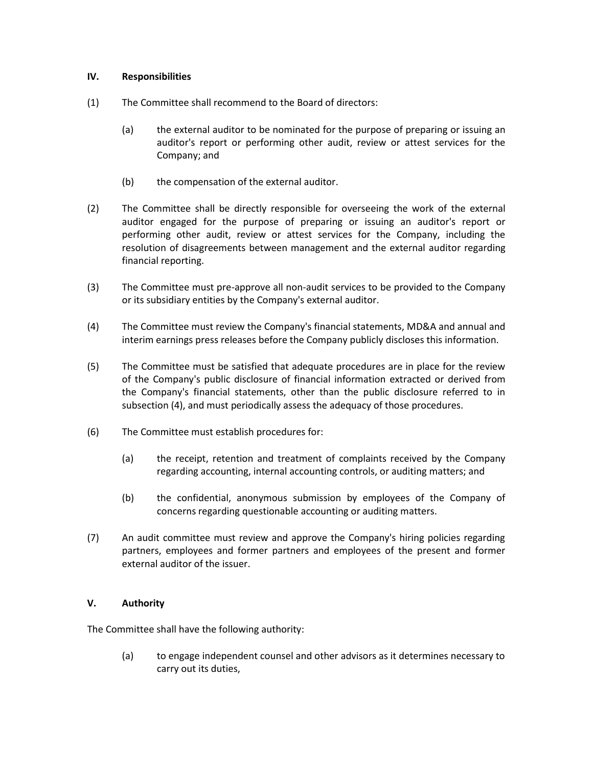## IV. Responsibilities

(1) The Committee shall recommend to the Board of directors:

(a) the external auditor to be nominated for the purpose of preparing or issuing an auditor's report or performing other audit, review or attest services for the Company; and

(b) the compensation of the external auditor.

(2) The Committee shall be directly responsible for overseeing the work of the external auditor engaged for the purpose of preparing or issuing an auditor's report or performing other audit, review or attest services for the Company, including the resolution of disagreements between management and the external auditor regarding financial reporting.

(3) The Committee must pre-approve all non-audit services to be provided to the Company or its subsidiary entities by the Company's external auditor.

(4) The Committee must review the Company's financial statements, MD&A and annual and interim earnings press releases before the Company publicly discloses this information.

(5) The Committee must be satisfied that adequate procedures are in place for the review of the Company's public disclosure of financial information extracted or derived from the Company's financial statements, other than the public disclosure referred to in subsection (4), and must periodically assess the adequacy of those procedures.

(6) The Committee must establish procedures for:

(a) the receipt, retention and treatment of complaints received by the Company regarding accounting, internal accounting controls, or auditing matters; and

(b) the confidential, anonymous submission by employees of the Company of concerns regarding questionable accounting or auditing matters.

(7) An audit committee must review and approve the Company's hiring policies regarding partners, employees and former partners and employees of the present and former external auditor of the issuer.

## V. Authority

The Committee shall have the following authority:

(a) to engage independent counsel and other advisors as it determines necessary to carry out its duties,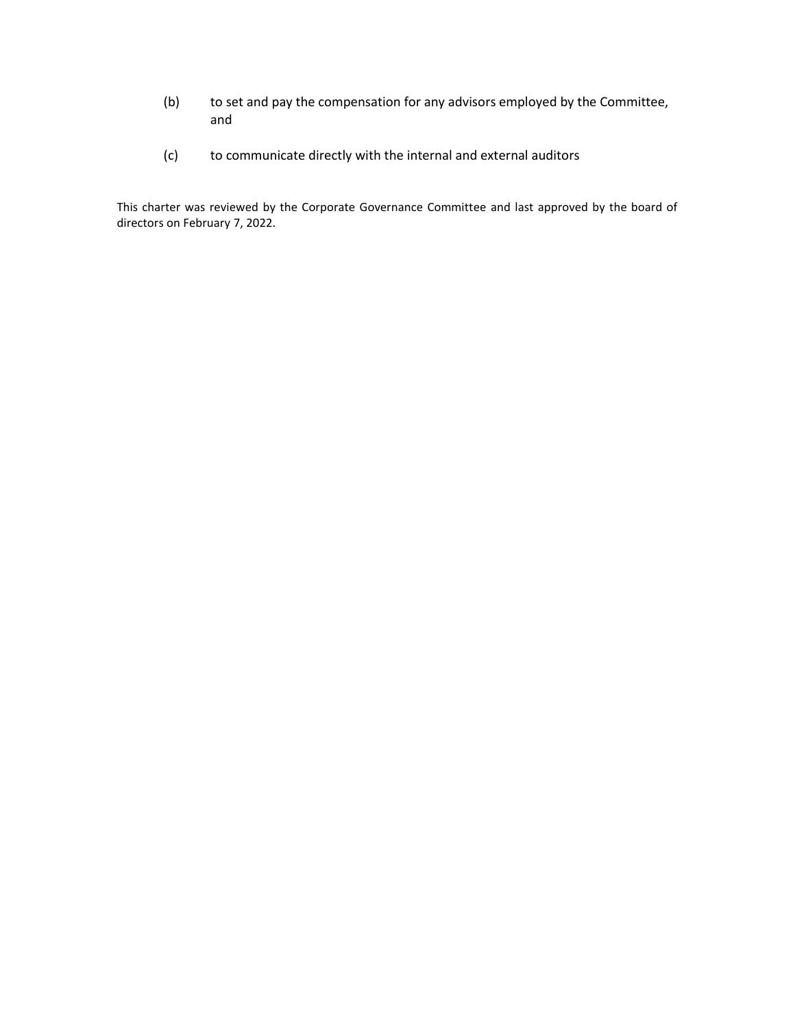(b) to set and pay the compensation for any advisors employed by the Committee, and

(c) to communicate directly with the internal and external auditors

This charter was reviewed by the Corporate Governance Committee and last approved by the board of directors on February 7, 2022.